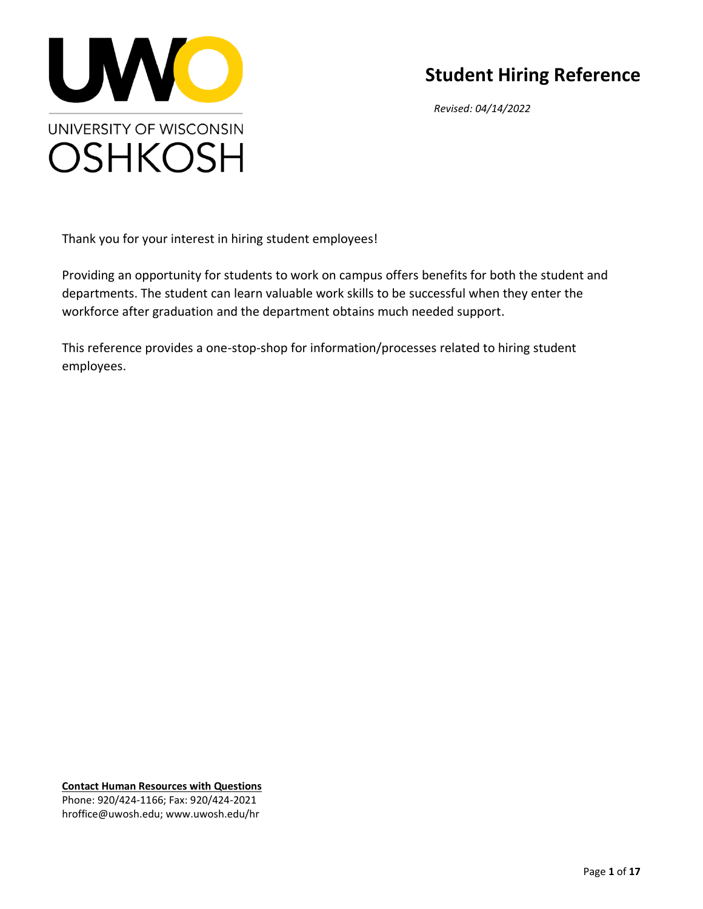UNIVERSITY OF WISCONSIN OSHKOSH

# Student Hiring Reference

*Revised: 04/14/2022*

Thank you for your interest in hiring student employees!

Providing an opportunity for students to work on campus offers benefits for both the student and departments. The student can learn valuable work skills to be successful when they enter the workforce after graduation and the department obtains much needed support.

This reference provides a one-stop-shop for information/processes related to hiring student employees.

**Contact Human Resources with Questions**
Phone: 920/424-1166; Fax: 920/424-2021
hroffice@uwosh.edu; www.uwosh.edu/hr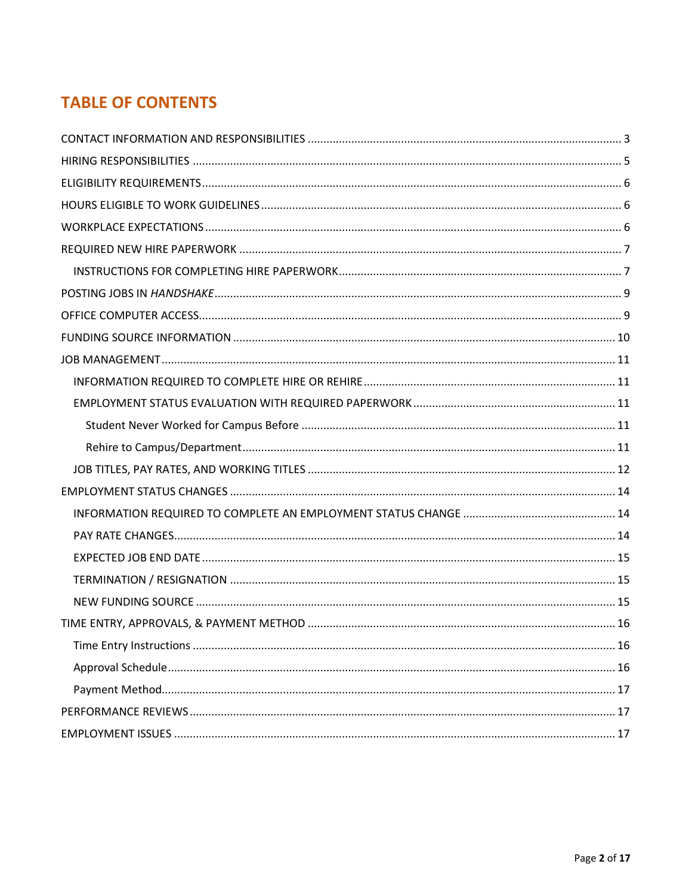## TABLE OF CONTENTS

- CONTACT INFORMATION AND RESPONSIBILITIES ..... 3
- HIRING RESPONSIBILITIES ..... 5
- ELIGIBILITY REQUIREMENTS ..... 6
- HOURS ELIGIBLE TO WORK GUIDELINES ..... 6
- WORKPLACE EXPECTATIONS ..... 6
- REQUIRED NEW HIRE PAPERWORK ..... 7
  - INSTRUCTIONS FOR COMPLETING HIRE PAPERWORK ..... 7
- POSTING JOBS IN *HANDSHAKE* ..... 9
- OFFICE COMPUTER ACCESS ..... 9
- FUNDING SOURCE INFORMATION ..... 10
- JOB MANAGEMENT ..... 11
  - INFORMATION REQUIRED TO COMPLETE HIRE OR REHIRE ..... 11
  - EMPLOYMENT STATUS EVALUATION WITH REQUIRED PAPERWORK ..... 11
    - Student Never Worked for Campus Before ..... 11
    - Rehire to Campus/Department ..... 11
  - JOB TITLES, PAY RATES, AND WORKING TITLES ..... 12
- EMPLOYMENT STATUS CHANGES ..... 14
  - INFORMATION REQUIRED TO COMPLETE AN EMPLOYMENT STATUS CHANGE ..... 14
  - PAY RATE CHANGES ..... 14
  - EXPECTED JOB END DATE ..... 15
  - TERMINATION / RESIGNATION ..... 15
  - NEW FUNDING SOURCE ..... 15
- TIME ENTRY, APPROVALS, & PAYMENT METHOD ..... 16
  - Time Entry Instructions ..... 16
  - Approval Schedule ..... 16
  - Payment Method ..... 17
- PERFORMANCE REVIEWS ..... 17
- EMPLOYMENT ISSUES ..... 17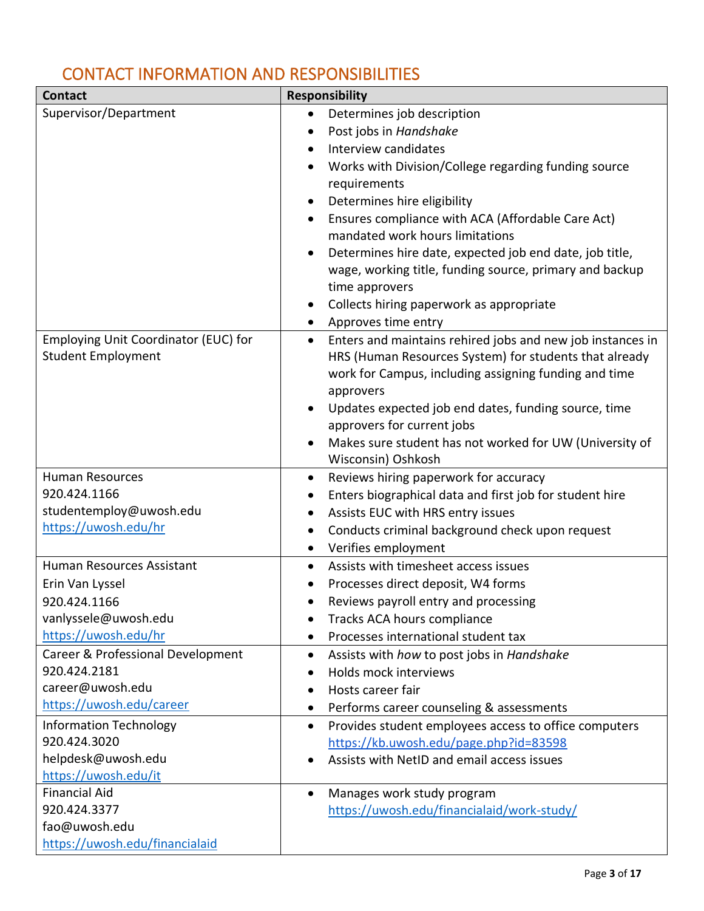## CONTACT INFORMATION AND RESPONSIBILITIES

| Contact | Responsibility |
|---|---|
| Supervisor/Department | • Determines job description<br>• Post jobs in *Handshake*<br>• Interview candidates<br>• Works with Division/College regarding funding source requirements<br>• Determines hire eligibility<br>• Ensures compliance with ACA (Affordable Care Act) mandated work hours limitations<br>• Determines hire date, expected job end date, job title, wage, working title, funding source, primary and backup time approvers<br>• Collects hiring paperwork as appropriate<br>• Approves time entry |
| Employing Unit Coordinator (EUC) for Student Employment | • Enters and maintains rehired jobs and new job instances in HRS (Human Resources System) for students that already work for Campus, including assigning funding and time approvers<br>• Updates expected job end dates, funding source, time approvers for current jobs<br>• Makes sure student has not worked for UW (University of Wisconsin) Oshkosh |
| Human Resources<br>920.424.1166<br>studentemploy@uwosh.edu<br>https://uwosh.edu/hr | • Reviews hiring paperwork for accuracy<br>• Enters biographical data and first job for student hire<br>• Assists EUC with HRS entry issues<br>• Conducts criminal background check upon request<br>• Verifies employment |
| Human Resources Assistant<br>Erin Van Lyssel<br>920.424.1166<br>vanlyssele@uwosh.edu<br>https://uwosh.edu/hr | • Assists with timesheet access issues<br>• Processes direct deposit, W4 forms<br>• Reviews payroll entry and processing<br>• Tracks ACA hours compliance<br>• Processes international student tax |
| Career & Professional Development<br>920.424.2181<br>career@uwosh.edu<br>https://uwosh.edu/career | • Assists with *how* to post jobs in *Handshake*<br>• Holds mock interviews<br>• Hosts career fair<br>• Performs career counseling & assessments |
| Information Technology<br>920.424.3020<br>helpdesk@uwosh.edu<br>https://uwosh.edu/it | • Provides student employees access to office computers https://kb.uwosh.edu/page.php?id=83598<br>• Assists with NetID and email access issues |
| Financial Aid<br>920.424.3377<br>fao@uwosh.edu<br>https://uwosh.edu/financialaid | • Manages work study program https://uwosh.edu/financialaid/work-study/ |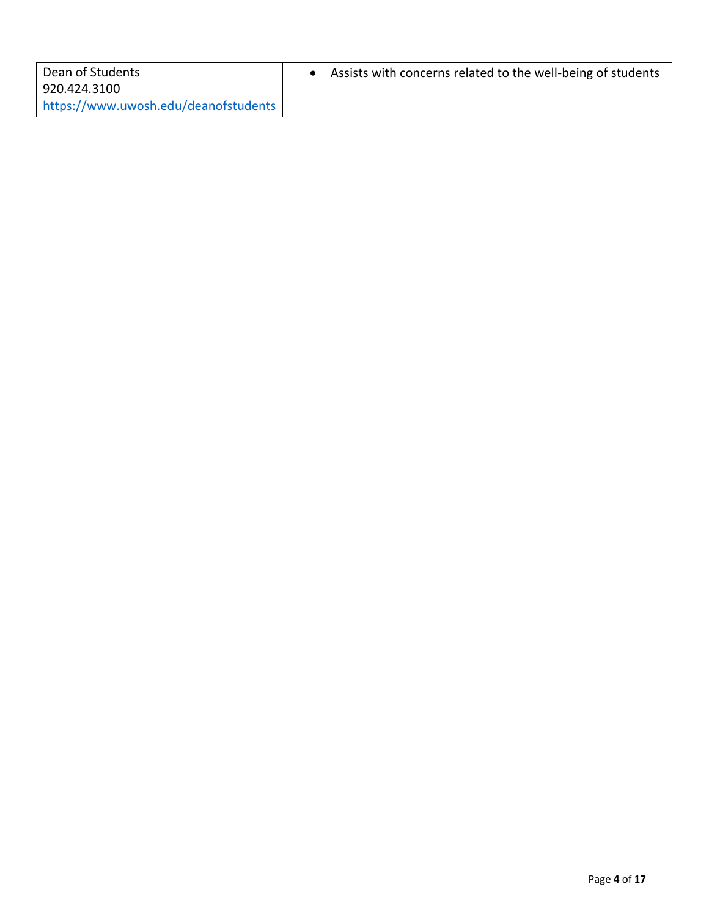| | |
|---|---|
| Dean of Students<br>920.424.3100<br>https://www.uwosh.edu/deanofstudents | • Assists with concerns related to the well-being of students |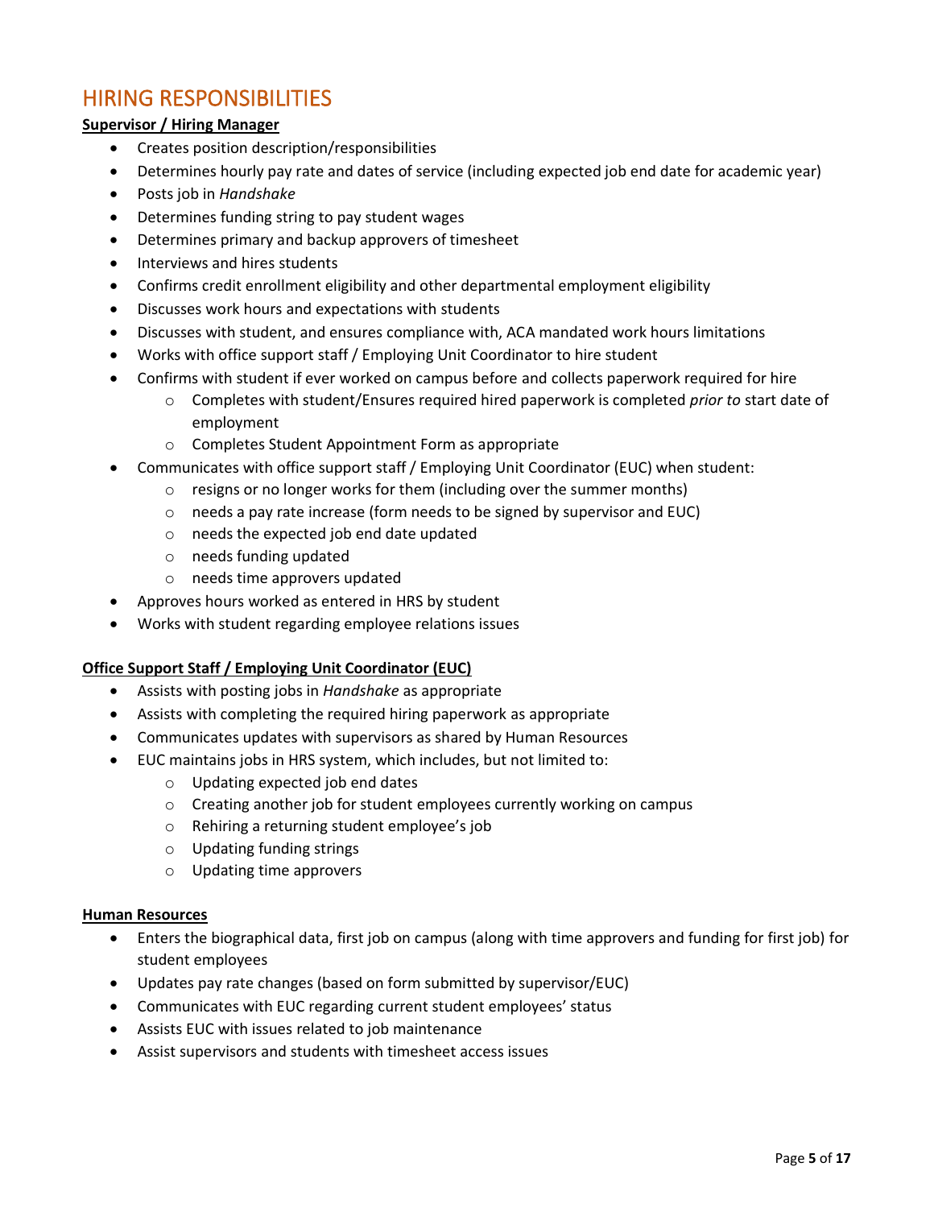## HIRING RESPONSIBILITIES

**Supervisor / Hiring Manager**

- Creates position description/responsibilities
- Determines hourly pay rate and dates of service (including expected job end date for academic year)
- Posts job in *Handshake*
- Determines funding string to pay student wages
- Determines primary and backup approvers of timesheet
- Interviews and hires students
- Confirms credit enrollment eligibility and other departmental employment eligibility
- Discusses work hours and expectations with students
- Discusses with student, and ensures compliance with, ACA mandated work hours limitations
- Works with office support staff / Employing Unit Coordinator to hire student
- Confirms with student if ever worked on campus before and collects paperwork required for hire
  - Completes with student/Ensures required hired paperwork is completed *prior to* start date of employment
  - Completes Student Appointment Form as appropriate
- Communicates with office support staff / Employing Unit Coordinator (EUC) when student:
  - resigns or no longer works for them (including over the summer months)
  - needs a pay rate increase (form needs to be signed by supervisor and EUC)
  - needs the expected job end date updated
  - needs funding updated
  - needs time approvers updated
- Approves hours worked as entered in HRS by student
- Works with student regarding employee relations issues

**Office Support Staff / Employing Unit Coordinator (EUC)**

- Assists with posting jobs in *Handshake* as appropriate
- Assists with completing the required hiring paperwork as appropriate
- Communicates updates with supervisors as shared by Human Resources
- EUC maintains jobs in HRS system, which includes, but not limited to:
  - Updating expected job end dates
  - Creating another job for student employees currently working on campus
  - Rehiring a returning student employee's job
  - Updating funding strings
  - Updating time approvers

**Human Resources**

- Enters the biographical data, first job on campus (along with time approvers and funding for first job) for student employees
- Updates pay rate changes (based on form submitted by supervisor/EUC)
- Communicates with EUC regarding current student employees' status
- Assists EUC with issues related to job maintenance
- Assist supervisors and students with timesheet access issues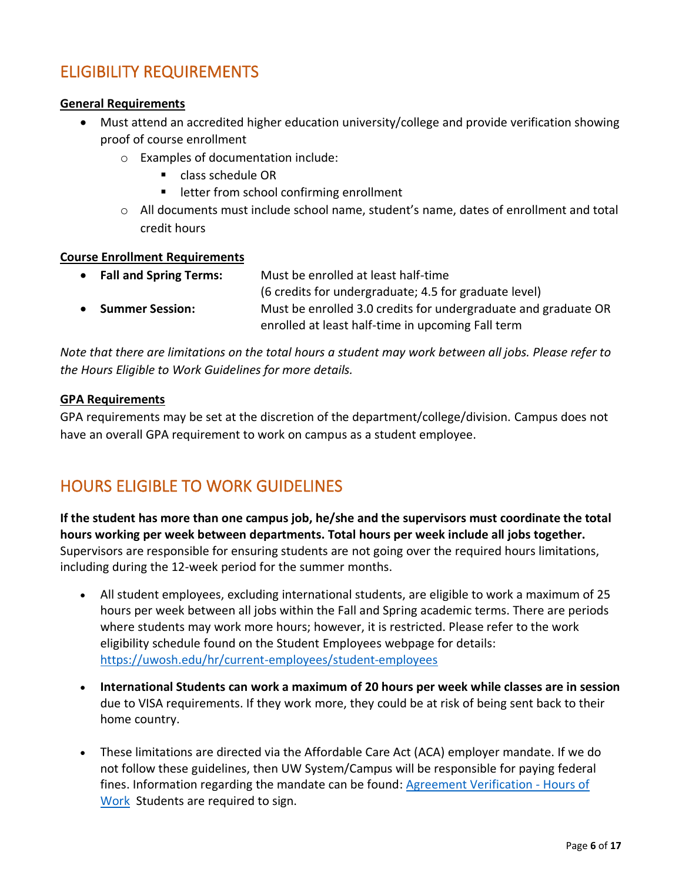## ELIGIBILITY REQUIREMENTS

**General Requirements**

- Must attend an accredited higher education university/college and provide verification showing proof of course enrollment
  - Examples of documentation include:
    - class schedule OR
    - letter from school confirming enrollment
  - All documents must include school name, student's name, dates of enrollment and total credit hours

**Course Enrollment Requirements**

- **Fall and Spring Terms:** Must be enrolled at least half-time (6 credits for undergraduate; 4.5 for graduate level)
- **Summer Session:** Must be enrolled 3.0 credits for undergraduate and graduate OR enrolled at least half-time in upcoming Fall term

*Note that there are limitations on the total hours a student may work between all jobs. Please refer to the Hours Eligible to Work Guidelines for more details.*

**GPA Requirements**

GPA requirements may be set at the discretion of the department/college/division. Campus does not have an overall GPA requirement to work on campus as a student employee.

## HOURS ELIGIBLE TO WORK GUIDELINES

**If the student has more than one campus job, he/she and the supervisors must coordinate the total hours working per week between departments. Total hours per week include all jobs together.** Supervisors are responsible for ensuring students are not going over the required hours limitations, including during the 12-week period for the summer months.

- All student employees, excluding international students, are eligible to work a maximum of 25 hours per week between all jobs within the Fall and Spring academic terms. There are periods where students may work more hours; however, it is restricted. Please refer to the work eligibility schedule found on the Student Employees webpage for details: https://uwosh.edu/hr/current-employees/student-employees

- **International Students can work a maximum of 20 hours per week while classes are in session** due to VISA requirements. If they work more, they could be at risk of being sent back to their home country.

- These limitations are directed via the Affordable Care Act (ACA) employer mandate. If we do not follow these guidelines, then UW System/Campus will be responsible for paying federal fines. Information regarding the mandate can be found: Agreement Verification - Hours of Work Students are required to sign.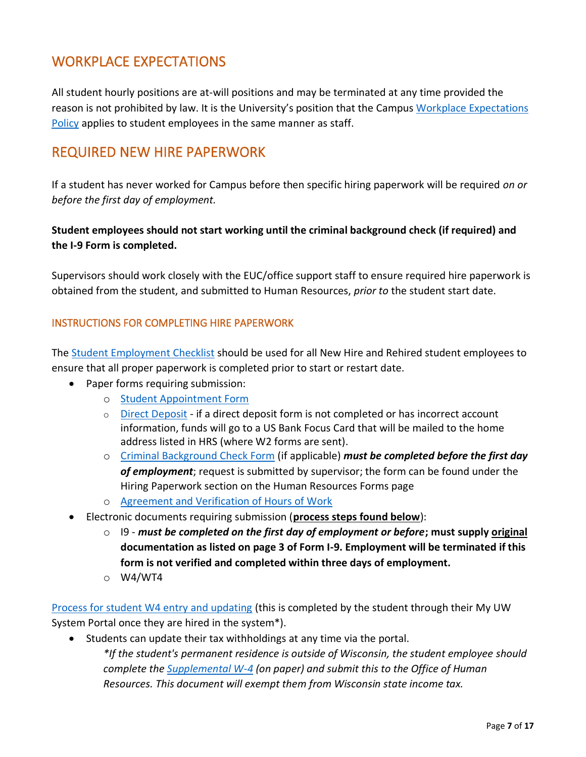## WORKPLACE EXPECTATIONS

All student hourly positions are at-will positions and may be terminated at any time provided the reason is not prohibited by law. It is the University's position that the Campus Workplace Expectations Policy applies to student employees in the same manner as staff.

## REQUIRED NEW HIRE PAPERWORK

If a student has never worked for Campus before then specific hiring paperwork will be required *on or before the first day of employment.*

**Student employees should not start working until the criminal background check (if required) and the I-9 Form is completed.**

Supervisors should work closely with the EUC/office support staff to ensure required hire paperwork is obtained from the student, and submitted to Human Resources, *prior to* the student start date.

### INSTRUCTIONS FOR COMPLETING HIRE PAPERWORK

The Student Employment Checklist should be used for all New Hire and Rehired student employees to ensure that all proper paperwork is completed prior to start or restart date.

- Paper forms requiring submission:
  - Student Appointment Form
  - Direct Deposit - if a direct deposit form is not completed or has incorrect account information, funds will go to a US Bank Focus Card that will be mailed to the home address listed in HRS (where W2 forms are sent).
  - Criminal Background Check Form (if applicable) ***must be completed before the first day of employment***; request is submitted by supervisor; the form can be found under the Hiring Paperwork section on the Human Resources Forms page
  - Agreement and Verification of Hours of Work
- Electronic documents requiring submission (**process steps found below**):
  - I9 - ***must be completed on the first day of employment or before*****; must supply original documentation as listed on page 3 of Form I-9. Employment will be terminated if this form is not verified and completed within three days of employment.**
  - W4/WT4

Process for student W4 entry and updating (this is completed by the student through their My UW System Portal once they are hired in the system*).

- Students can update their tax withholdings at any time via the portal.
  *\*If the student's permanent residence is outside of Wisconsin, the student employee should complete the Supplemental W-4 (on paper) and submit this to the Office of Human Resources. This document will exempt them from Wisconsin state income tax.*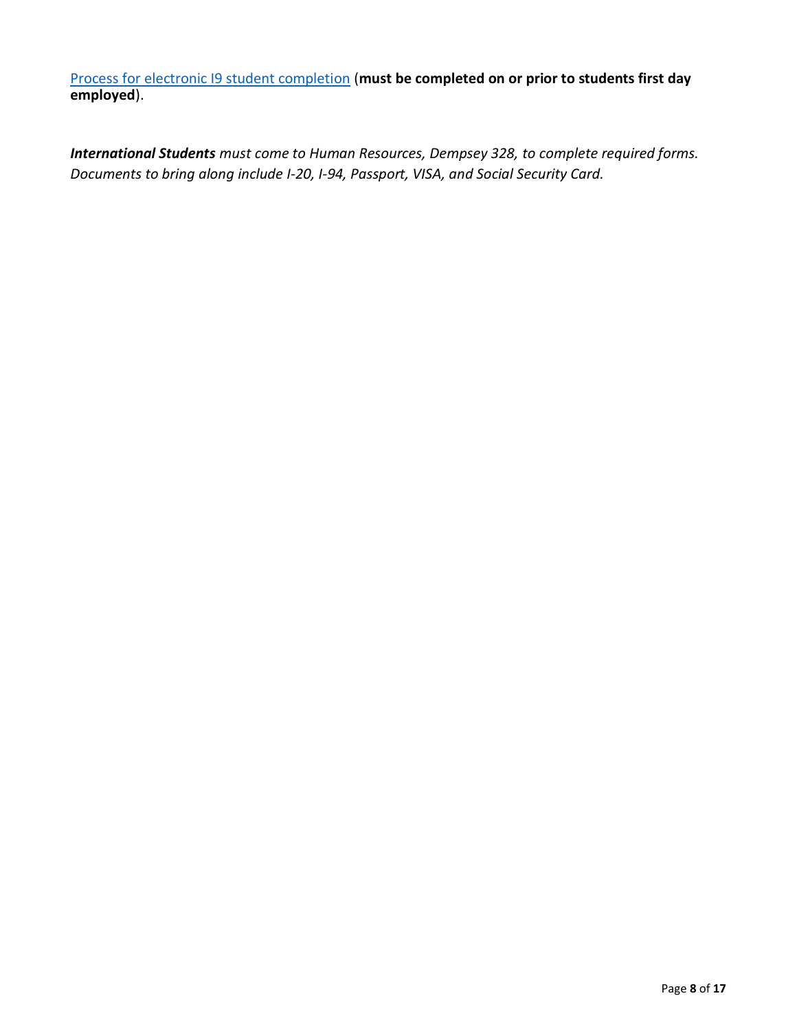Process for electronic I9 student completion (**must be completed on or prior to students first day employed**).

***International Students*** *must come to Human Resources, Dempsey 328, to complete required forms. Documents to bring along include I-20, I-94, Passport, VISA, and Social Security Card.*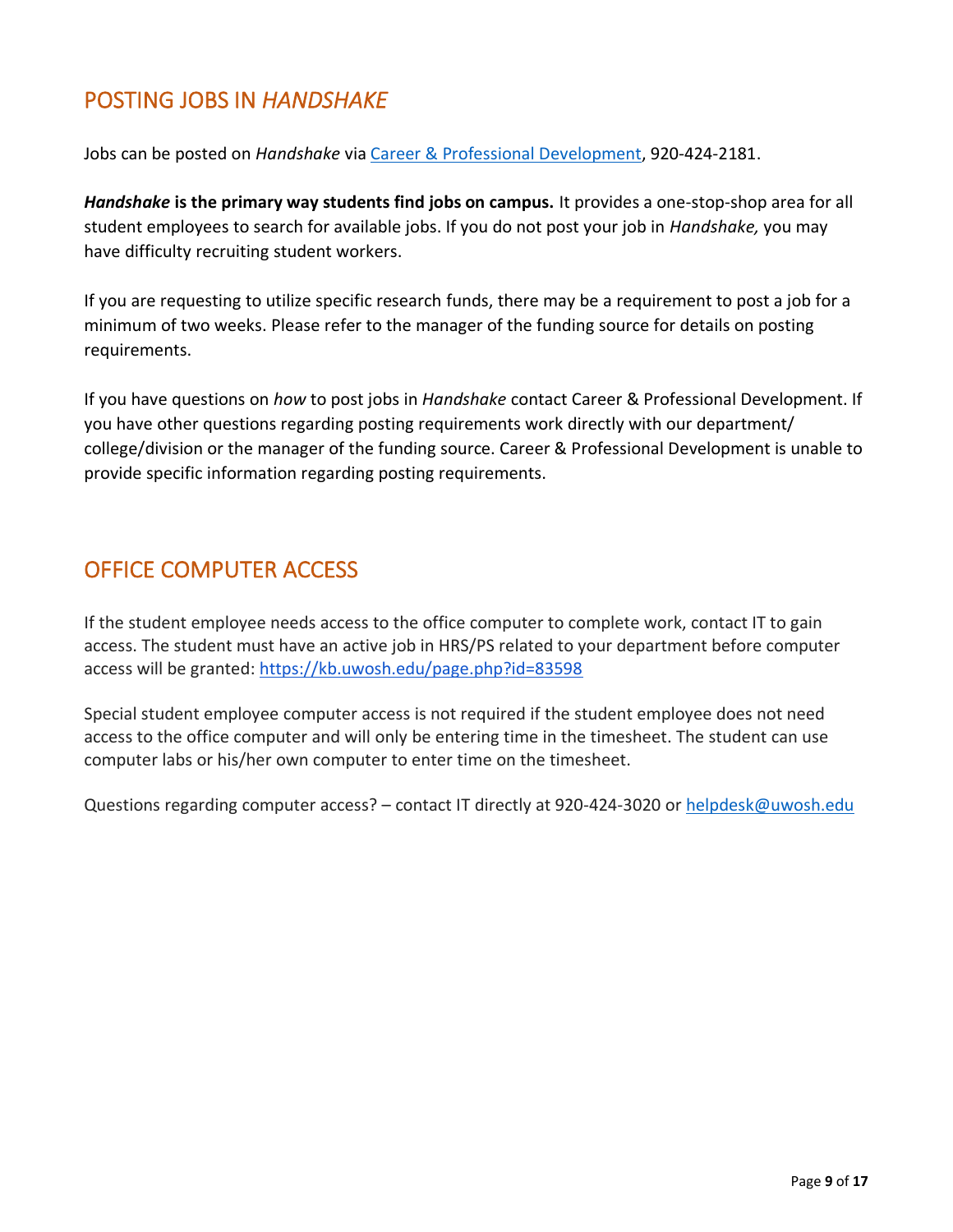## POSTING JOBS IN *HANDSHAKE*

Jobs can be posted on *Handshake* via [Career & Professional Development](), 920-424-2181.

***Handshake*** **is the primary way students find jobs on campus.** It provides a one-stop-shop area for all student employees to search for available jobs. If you do not post your job in *Handshake,* you may have difficulty recruiting student workers.

If you are requesting to utilize specific research funds, there may be a requirement to post a job for a minimum of two weeks. Please refer to the manager of the funding source for details on posting requirements.

If you have questions on *how* to post jobs in *Handshake* contact Career & Professional Development. If you have other questions regarding posting requirements work directly with our department/ college/division or the manager of the funding source. Career & Professional Development is unable to provide specific information regarding posting requirements.

## OFFICE COMPUTER ACCESS

If the student employee needs access to the office computer to complete work, contact IT to gain access. The student must have an active job in HRS/PS related to your department before computer access will be granted: https://kb.uwosh.edu/page.php?id=83598

Special student employee computer access is not required if the student employee does not need access to the office computer and will only be entering time in the timesheet. The student can use computer labs or his/her own computer to enter time on the timesheet.

Questions regarding computer access? – contact IT directly at 920-424-3020 or helpdesk@uwosh.edu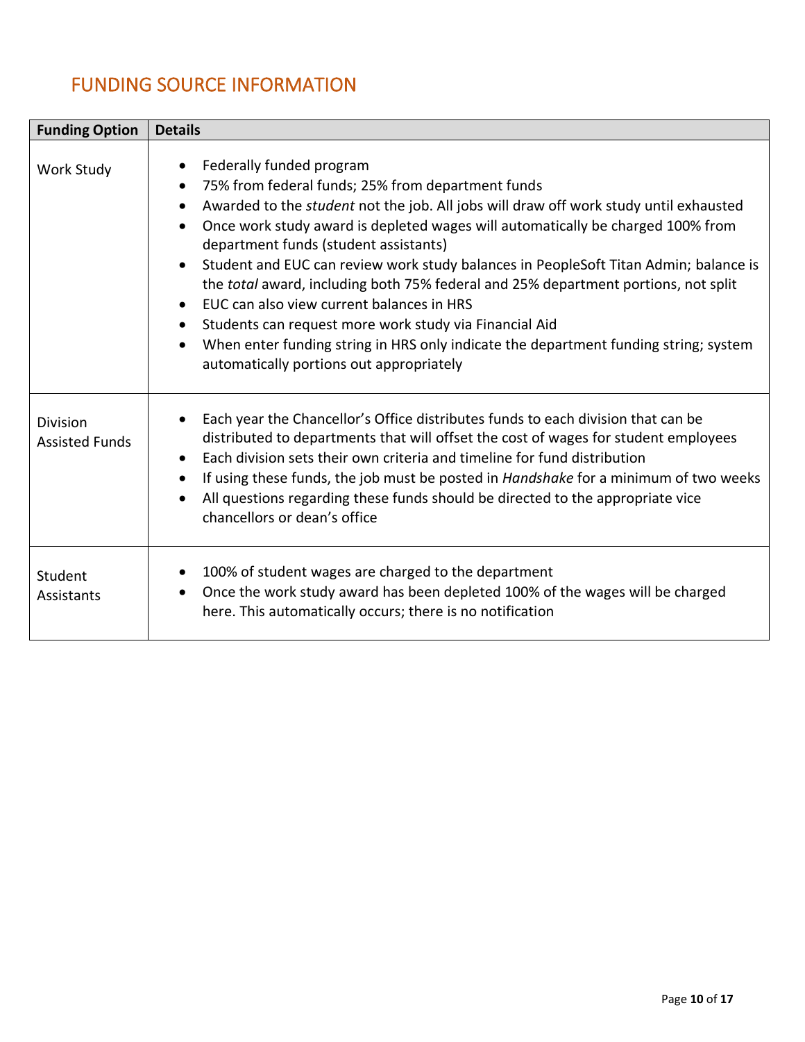## FUNDING SOURCE INFORMATION

| Funding Option | Details |
| --- | --- |
| Work Study | • Federally funded program<br>• 75% from federal funds; 25% from department funds<br>• Awarded to the *student* not the job. All jobs will draw off work study until exhausted<br>• Once work study award is depleted wages will automatically be charged 100% from department funds (student assistants)<br>• Student and EUC can review work study balances in PeopleSoft Titan Admin; balance is the *total* award, including both 75% federal and 25% department portions, not split<br>• EUC can also view current balances in HRS<br>• Students can request more work study via Financial Aid<br>• When enter funding string in HRS only indicate the department funding string; system automatically portions out appropriately |
| Division Assisted Funds | • Each year the Chancellor's Office distributes funds to each division that can be distributed to departments that will offset the cost of wages for student employees<br>• Each division sets their own criteria and timeline for fund distribution<br>• If using these funds, the job must be posted in *Handshake* for a minimum of two weeks<br>• All questions regarding these funds should be directed to the appropriate vice chancellors or dean's office |
| Student Assistants | • 100% of student wages are charged to the department<br>• Once the work study award has been depleted 100% of the wages will be charged here. This automatically occurs; there is no notification |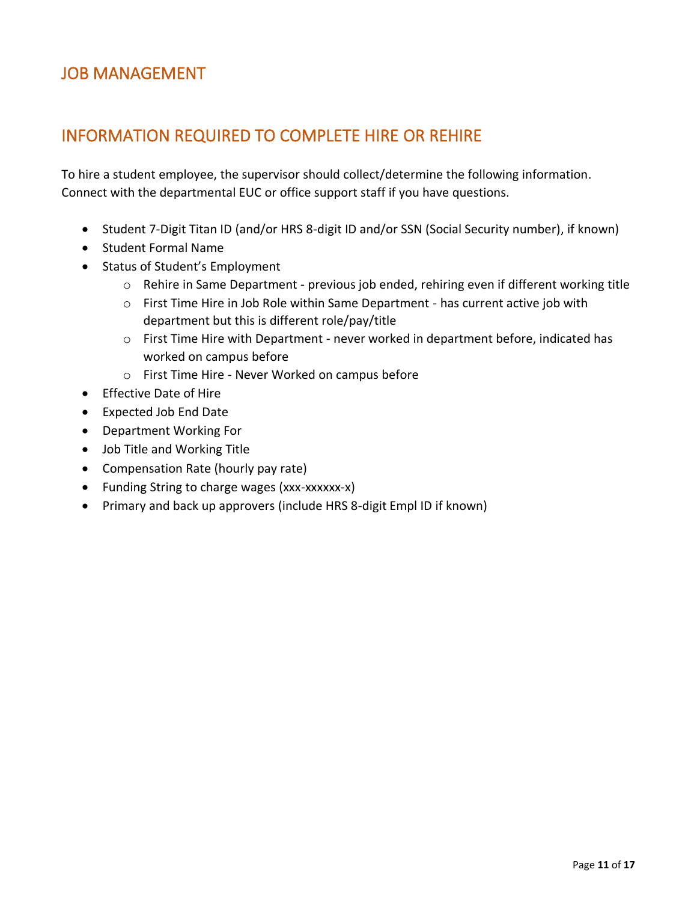# JOB MANAGEMENT

## INFORMATION REQUIRED TO COMPLETE HIRE OR REHIRE

To hire a student employee, the supervisor should collect/determine the following information. Connect with the departmental EUC or office support staff if you have questions.

- Student 7-Digit Titan ID (and/or HRS 8-digit ID and/or SSN (Social Security number), if known)
- Student Formal Name
- Status of Student's Employment
  - Rehire in Same Department - previous job ended, rehiring even if different working title
  - First Time Hire in Job Role within Same Department - has current active job with department but this is different role/pay/title
  - First Time Hire with Department - never worked in department before, indicated has worked on campus before
  - First Time Hire - Never Worked on campus before
- Effective Date of Hire
- Expected Job End Date
- Department Working For
- Job Title and Working Title
- Compensation Rate (hourly pay rate)
- Funding String to charge wages (xxx-xxxxxx-x)
- Primary and back up approvers (include HRS 8-digit Empl ID if known)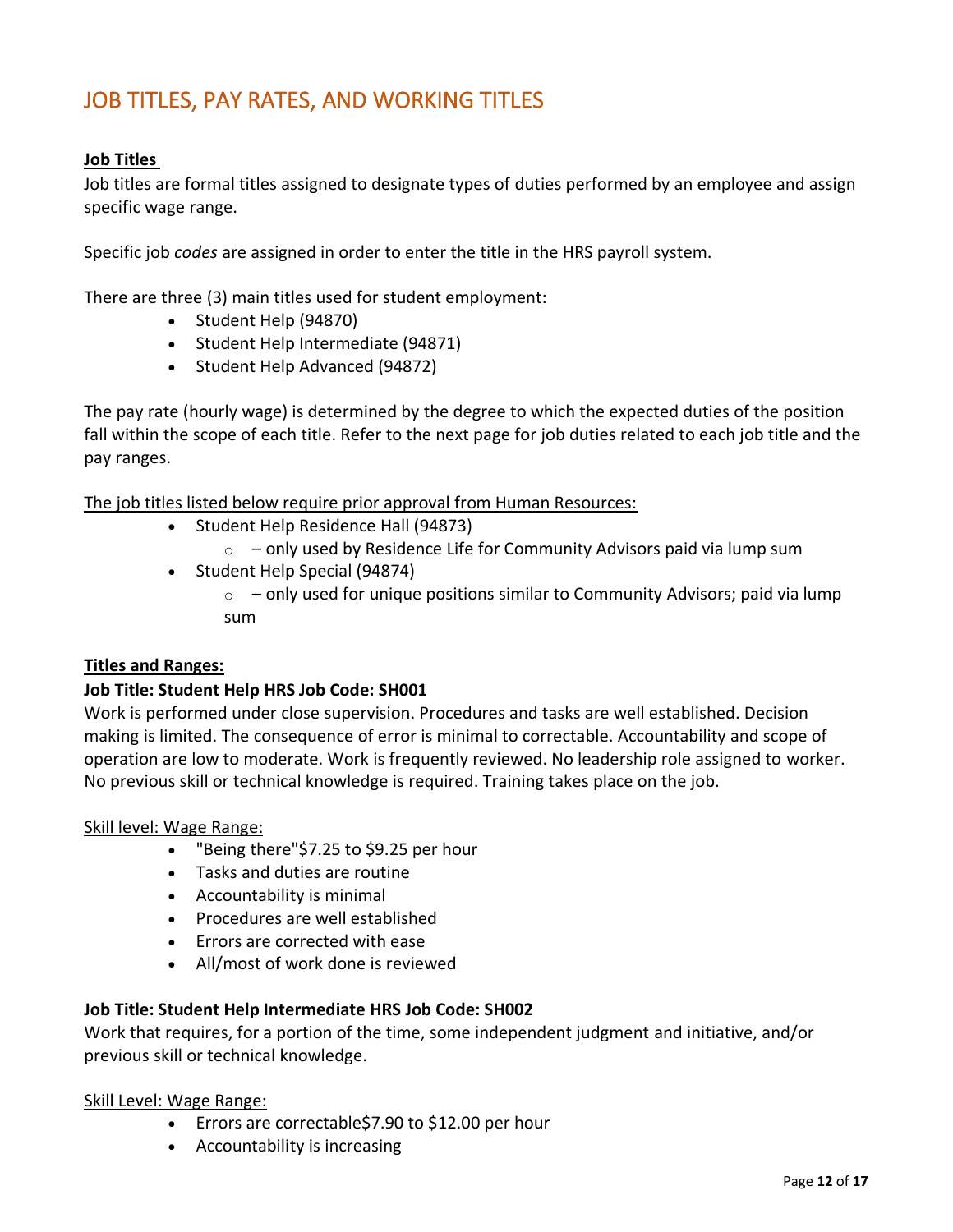# JOB TITLES, PAY RATES, AND WORKING TITLES

**Job Titles**

Job titles are formal titles assigned to designate types of duties performed by an employee and assign specific wage range.

Specific job *codes* are assigned in order to enter the title in the HRS payroll system.

There are three (3) main titles used for student employment:

- Student Help (94870)
- Student Help Intermediate (94871)
- Student Help Advanced (94872)

The pay rate (hourly wage) is determined by the degree to which the expected duties of the position fall within the scope of each title. Refer to the next page for job duties related to each job title and the pay ranges.

The job titles listed below require prior approval from Human Resources:

- Student Help Residence Hall (94873)
  - – only used by Residence Life for Community Advisors paid via lump sum
- Student Help Special (94874)
  - – only used for unique positions similar to Community Advisors; paid via lump sum

**Titles and Ranges:**

**Job Title: Student Help HRS Job Code: SH001**

Work is performed under close supervision. Procedures and tasks are well established. Decision making is limited. The consequence of error is minimal to correctable. Accountability and scope of operation are low to moderate. Work is frequently reviewed. No leadership role assigned to worker. No previous skill or technical knowledge is required. Training takes place on the job.

Skill level: Wage Range:

- "Being there"$7.25 to $9.25 per hour
- Tasks and duties are routine
- Accountability is minimal
- Procedures are well established
- Errors are corrected with ease
- All/most of work done is reviewed

**Job Title: Student Help Intermediate HRS Job Code: SH002**

Work that requires, for a portion of the time, some independent judgment and initiative, and/or previous skill or technical knowledge.

Skill Level: Wage Range:

- Errors are correctable$7.90 to $12.00 per hour
- Accountability is increasing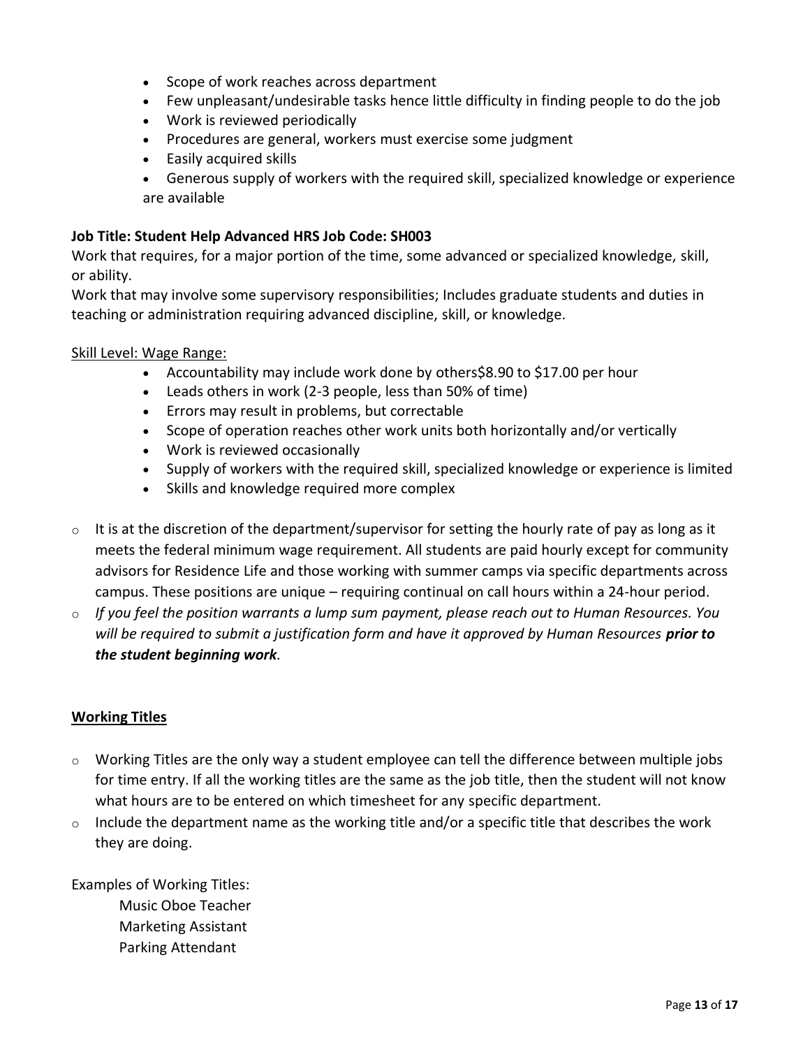- Scope of work reaches across department
- Few unpleasant/undesirable tasks hence little difficulty in finding people to do the job
- Work is reviewed periodically
- Procedures are general, workers must exercise some judgment
- Easily acquired skills
- Generous supply of workers with the required skill, specialized knowledge or experience are available

**Job Title: Student Help Advanced HRS Job Code: SH003**

Work that requires, for a major portion of the time, some advanced or specialized knowledge, skill, or ability.

Work that may involve some supervisory responsibilities; Includes graduate students and duties in teaching or administration requiring advanced discipline, skill, or knowledge.

Skill Level: Wage Range:

- Accountability may include work done by others$8.90 to $17.00 per hour
- Leads others in work (2-3 people, less than 50% of time)
- Errors may result in problems, but correctable
- Scope of operation reaches other work units both horizontally and/or vertically
- Work is reviewed occasionally
- Supply of workers with the required skill, specialized knowledge or experience is limited
- Skills and knowledge required more complex

- It is at the discretion of the department/supervisor for setting the hourly rate of pay as long as it meets the federal minimum wage requirement. All students are paid hourly except for community advisors for Residence Life and those working with summer camps via specific departments across campus. These positions are unique – requiring continual on call hours within a 24-hour period.
- *If you feel the position warrants a lump sum payment, please reach out to Human Resources. You will be required to submit a justification form and have it approved by Human Resources **prior to the student beginning work**.*

**Working Titles**

- Working Titles are the only way a student employee can tell the difference between multiple jobs for time entry. If all the working titles are the same as the job title, then the student will not know what hours are to be entered on which timesheet for any specific department.
- Include the department name as the working title and/or a specific title that describes the work they are doing.

Examples of Working Titles:

Music Oboe Teacher
Marketing Assistant
Parking Attendant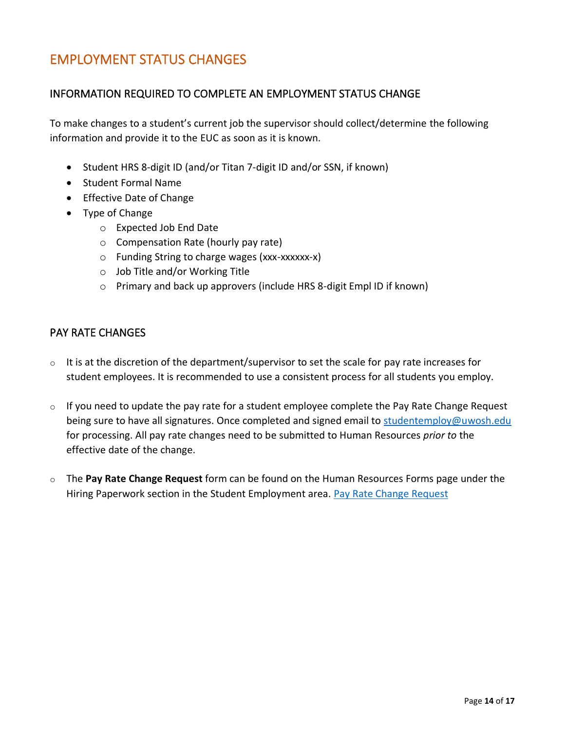# EMPLOYMENT STATUS CHANGES

## INFORMATION REQUIRED TO COMPLETE AN EMPLOYMENT STATUS CHANGE

To make changes to a student's current job the supervisor should collect/determine the following information and provide it to the EUC as soon as it is known.

- Student HRS 8-digit ID (and/or Titan 7-digit ID and/or SSN, if known)
- Student Formal Name
- Effective Date of Change
- Type of Change
  - Expected Job End Date
  - Compensation Rate (hourly pay rate)
  - Funding String to charge wages (xxx-xxxxxx-x)
  - Job Title and/or Working Title
  - Primary and back up approvers (include HRS 8-digit Empl ID if known)

## PAY RATE CHANGES

- It is at the discretion of the department/supervisor to set the scale for pay rate increases for student employees. It is recommended to use a consistent process for all students you employ.
- If you need to update the pay rate for a student employee complete the Pay Rate Change Request being sure to have all signatures. Once completed and signed email to studentemploy@uwosh.edu for processing. All pay rate changes need to be submitted to Human Resources *prior to* the effective date of the change.
- The **Pay Rate Change Request** form can be found on the Human Resources Forms page under the Hiring Paperwork section in the Student Employment area. Pay Rate Change Request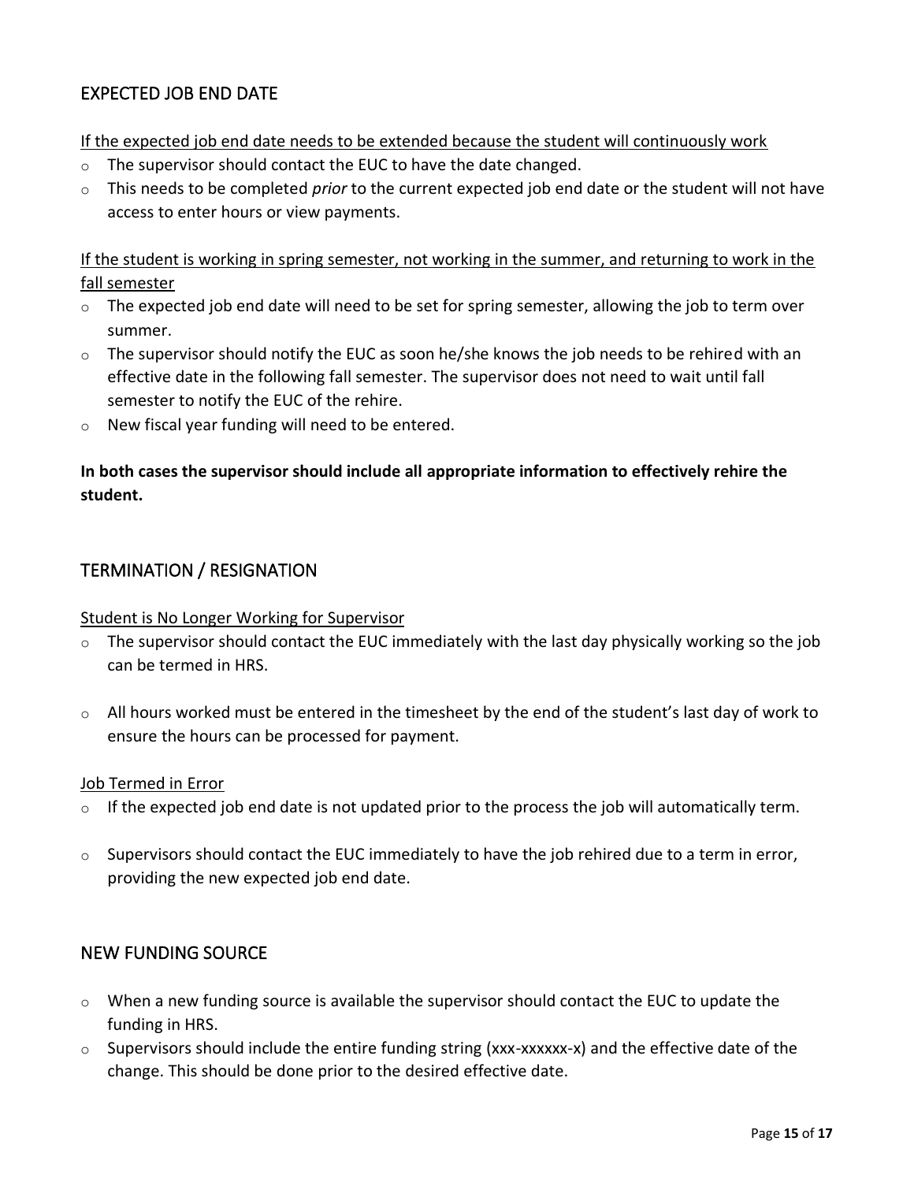## EXPECTED JOB END DATE

If the expected job end date needs to be extended because the student will continuously work

- The supervisor should contact the EUC to have the date changed.
- This needs to be completed *prior* to the current expected job end date or the student will not have access to enter hours or view payments.

If the student is working in spring semester, not working in the summer, and returning to work in the fall semester

- The expected job end date will need to be set for spring semester, allowing the job to term over summer.
- The supervisor should notify the EUC as soon he/she knows the job needs to be rehired with an effective date in the following fall semester. The supervisor does not need to wait until fall semester to notify the EUC of the rehire.
- New fiscal year funding will need to be entered.

**In both cases the supervisor should include all appropriate information to effectively rehire the student.**

## TERMINATION / RESIGNATION

Student is No Longer Working for Supervisor

- The supervisor should contact the EUC immediately with the last day physically working so the job can be termed in HRS.
- All hours worked must be entered in the timesheet by the end of the student's last day of work to ensure the hours can be processed for payment.

Job Termed in Error

- If the expected job end date is not updated prior to the process the job will automatically term.
- Supervisors should contact the EUC immediately to have the job rehired due to a term in error, providing the new expected job end date.

## NEW FUNDING SOURCE

- When a new funding source is available the supervisor should contact the EUC to update the funding in HRS.
- Supervisors should include the entire funding string (xxx-xxxxxx-x) and the effective date of the change. This should be done prior to the desired effective date.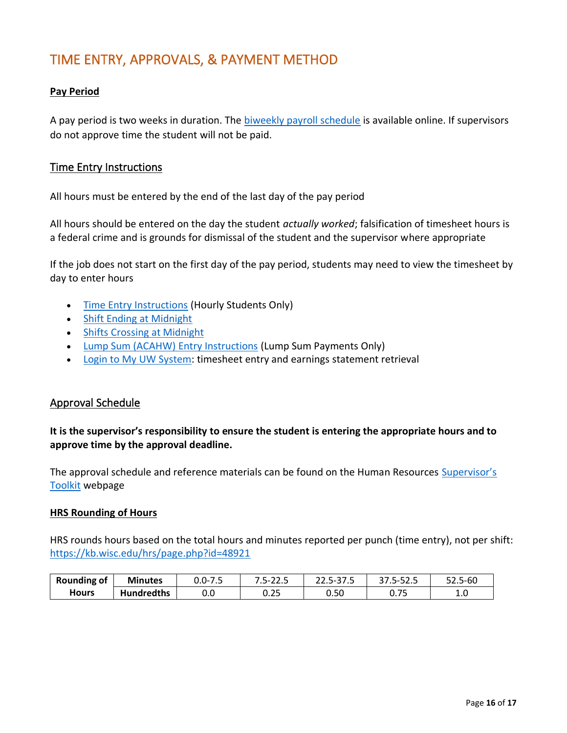# TIME ENTRY, APPROVALS, & PAYMENT METHOD

**Pay Period**

A pay period is two weeks in duration. The biweekly payroll schedule is available online. If supervisors do not approve time the student will not be paid.

## Time Entry Instructions

All hours must be entered by the end of the last day of the pay period

All hours should be entered on the day the student *actually worked*; falsification of timesheet hours is a federal crime and is grounds for dismissal of the student and the supervisor where appropriate

If the job does not start on the first day of the pay period, students may need to view the timesheet by day to enter hours

- Time Entry Instructions (Hourly Students Only)
- Shift Ending at Midnight
- Shifts Crossing at Midnight
- Lump Sum (ACAHW) Entry Instructions (Lump Sum Payments Only)
- Login to My UW System: timesheet entry and earnings statement retrieval

## Approval Schedule

**It is the supervisor's responsibility to ensure the student is entering the appropriate hours and to approve time by the approval deadline.**

The approval schedule and reference materials can be found on the Human Resources Supervisor's Toolkit webpage

**HRS Rounding of Hours**

HRS rounds hours based on the total hours and minutes reported per punch (time entry), not per shift: https://kb.wisc.edu/hrs/page.php?id=48921

| Rounding of Hours | Minutes | 0.0-7.5 | 7.5-22.5 | 22.5-37.5 | 37.5-52.5 | 52.5-60 |
|---|---|---|---|---|---|---|
| | Hundredths | 0.0 | 0.25 | 0.50 | 0.75 | 1.0 |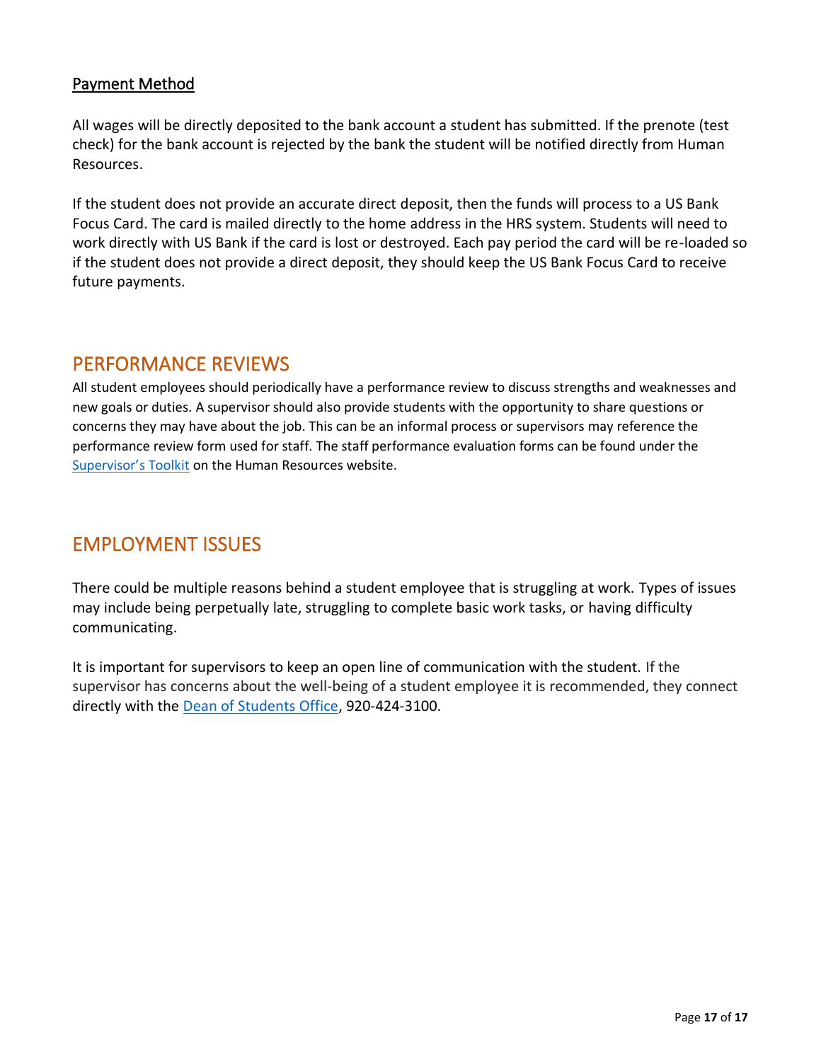### Payment Method

All wages will be directly deposited to the bank account a student has submitted. If the prenote (test check) for the bank account is rejected by the bank the student will be notified directly from Human Resources.

If the student does not provide an accurate direct deposit, then the funds will process to a US Bank Focus Card. The card is mailed directly to the home address in the HRS system. Students will need to work directly with US Bank if the card is lost or destroyed. Each pay period the card will be re-loaded so if the student does not provide a direct deposit, they should keep the US Bank Focus Card to receive future payments.

## PERFORMANCE REVIEWS

All student employees should periodically have a performance review to discuss strengths and weaknesses and new goals or duties. A supervisor should also provide students with the opportunity to share questions or concerns they may have about the job. This can be an informal process or supervisors may reference the performance review form used for staff. The staff performance evaluation forms can be found under the Supervisor's Toolkit on the Human Resources website.

## EMPLOYMENT ISSUES

There could be multiple reasons behind a student employee that is struggling at work. Types of issues may include being perpetually late, struggling to complete basic work tasks, or having difficulty communicating.

It is important for supervisors to keep an open line of communication with the student. If the supervisor has concerns about the well-being of a student employee it is recommended, they connect directly with the Dean of Students Office, 920-424-3100.